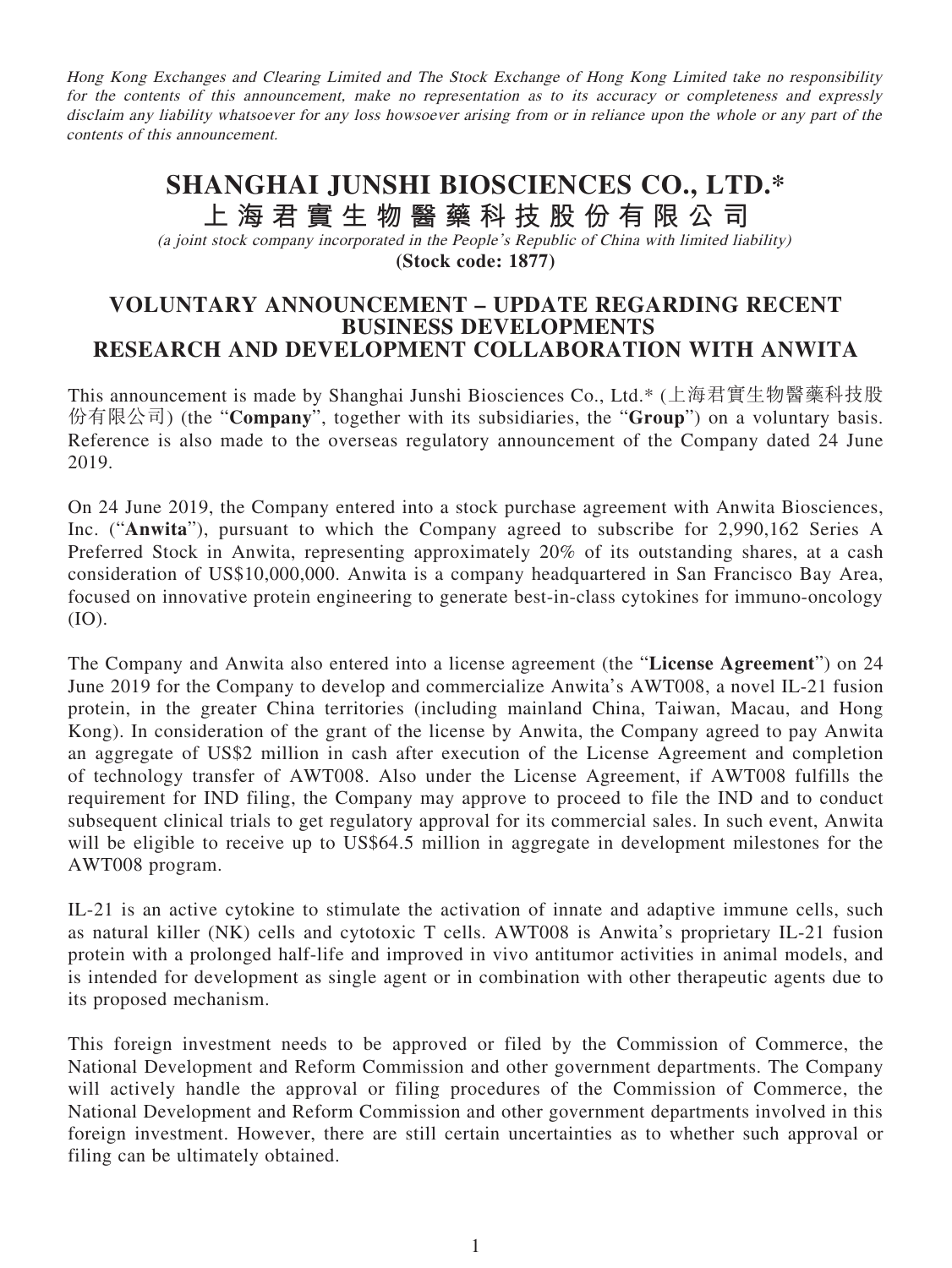*Hong Kong Exchanges and Clearing Limited and The Stock Exchange of Hong Kong Limited take no responsibility for the contents of this announcement, make no representation as to its accuracy or completeness and expressly disclaim any liability whatsoever for any loss howsoever arising from or in reliance upon the whole or any part of the contents of this announcement.*

# SHANGHAI JUNSHI BIOSCIENCES CO., LTD.*

# 上海君實生物醫藥科技股份有限公司

*(a joint stock company incorporated in the People's Republic of China with limited liability)*

**(Stock code: 1877)**

## VOLUNTARY ANNOUNCEMENT – UPDATE REGARDING RECENT BUSINESS DEVELOPMENTS RESEARCH AND DEVELOPMENT COLLABORATION WITH ANWITA

This announcement is made by Shanghai Junshi Biosciences Co., Ltd.* (上海君實生物醫藥科技股份有限公司) (the "**Company**", together with its subsidiaries, the "**Group**") on a voluntary basis. Reference is also made to the overseas regulatory announcement of the Company dated 24 June 2019.

On 24 June 2019, the Company entered into a stock purchase agreement with Anwita Biosciences, Inc. ("**Anwita**"), pursuant to which the Company agreed to subscribe for 2,990,162 Series A Preferred Stock in Anwita, representing approximately 20% of its outstanding shares, at a cash consideration of US$10,000,000. Anwita is a company headquartered in San Francisco Bay Area, focused on innovative protein engineering to generate best-in-class cytokines for immuno-oncology (IO).

The Company and Anwita also entered into a license agreement (the "**License Agreement**") on 24 June 2019 for the Company to develop and commercialize Anwita's AWT008, a novel IL-21 fusion protein, in the greater China territories (including mainland China, Taiwan, Macau, and Hong Kong). In consideration of the grant of the license by Anwita, the Company agreed to pay Anwita an aggregate of US$2 million in cash after execution of the License Agreement and completion of technology transfer of AWT008. Also under the License Agreement, if AWT008 fulfills the requirement for IND filing, the Company may approve to proceed to file the IND and to conduct subsequent clinical trials to get regulatory approval for its commercial sales. In such event, Anwita will be eligible to receive up to US$64.5 million in aggregate in development milestones for the AWT008 program.

IL-21 is an active cytokine to stimulate the activation of innate and adaptive immune cells, such as natural killer (NK) cells and cytotoxic T cells. AWT008 is Anwita's proprietary IL-21 fusion protein with a prolonged half-life and improved in vivo antitumor activities in animal models, and is intended for development as single agent or in combination with other therapeutic agents due to its proposed mechanism.

This foreign investment needs to be approved or filed by the Commission of Commerce, the National Development and Reform Commission and other government departments. The Company will actively handle the approval or filing procedures of the Commission of Commerce, the National Development and Reform Commission and other government departments involved in this foreign investment. However, there are still certain uncertainties as to whether such approval or filing can be ultimately obtained.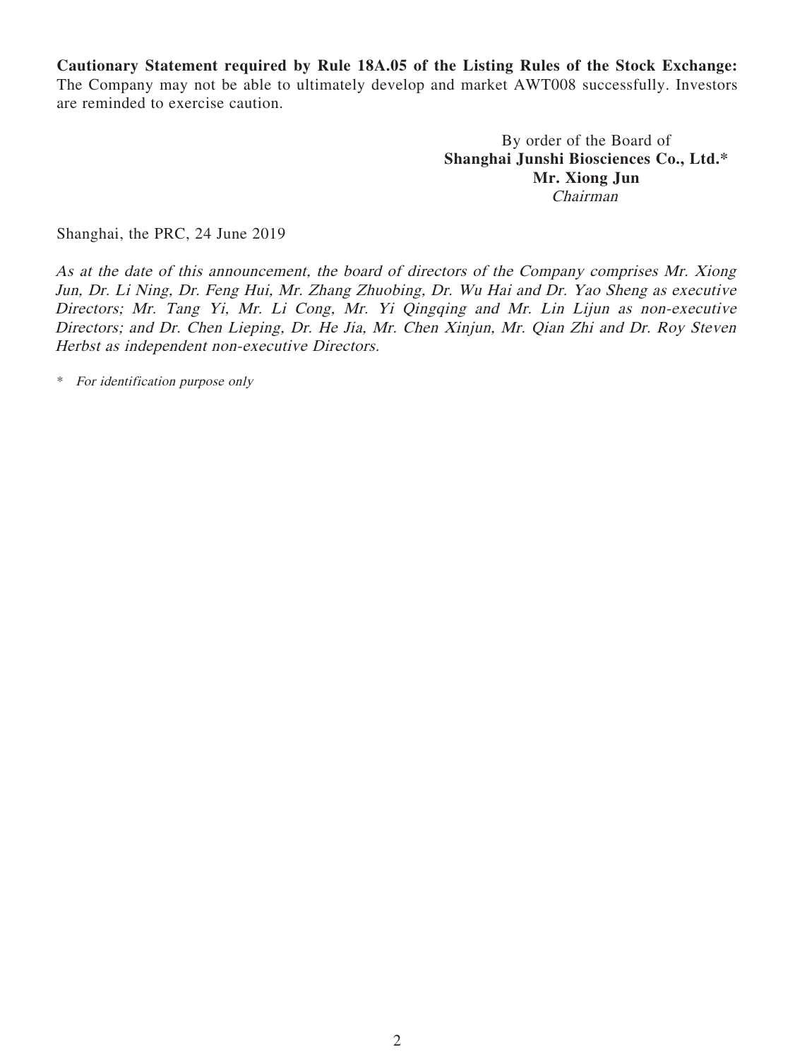**Cautionary Statement required by Rule 18A.05 of the Listing Rules of the Stock Exchange:** The Company may not be able to ultimately develop and market AWT008 successfully. Investors are reminded to exercise caution.

By order of the Board of
**Shanghai Junshi Biosciences Co., Ltd.***
**Mr. Xiong Jun**
*Chairman*

Shanghai, the PRC, 24 June 2019

*As at the date of this announcement, the board of directors of the Company comprises Mr. Xiong Jun, Dr. Li Ning, Dr. Feng Hui, Mr. Zhang Zhuobing, Dr. Wu Hai and Dr. Yao Sheng as executive Directors; Mr. Tang Yi, Mr. Li Cong, Mr. Yi Qingqing and Mr. Lin Lijun as non-executive Directors; and Dr. Chen Lieping, Dr. He Jia, Mr. Chen Xinjun, Mr. Qian Zhi and Dr. Roy Steven Herbst as independent non-executive Directors.*

\* *For identification purpose only*